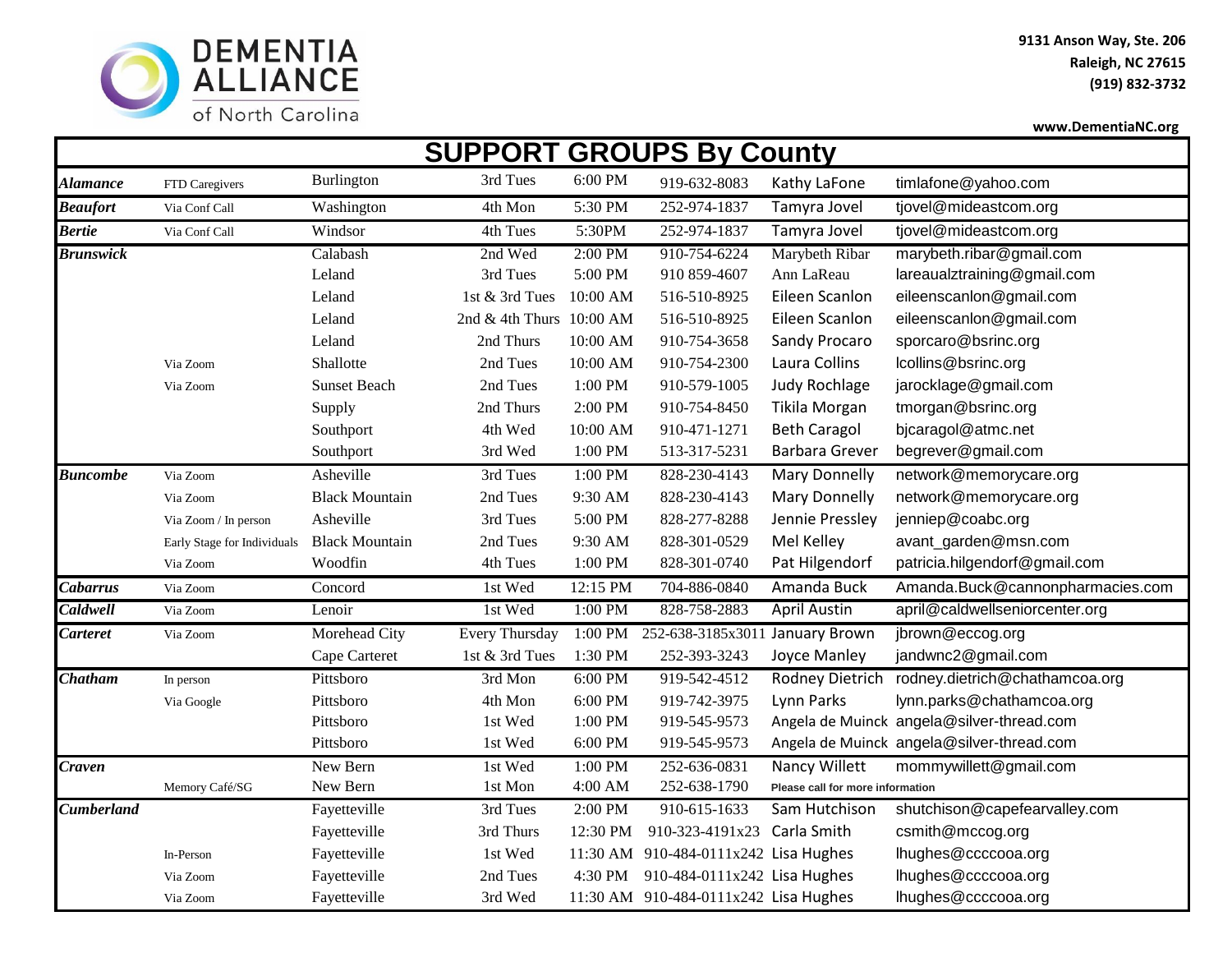**DEMENTIA ALLIANCE of North Carolina**

9131 Anson Way, Ste. 206
Raleigh, NC 27615
(919) 832-3732

www.DementiaNC.org

# SUPPORT GROUPS By County

| County | Type | City | Day | Time | Phone | Contact | Email |
|---|---|---|---|---|---|---|---|
| ***Alamance*** | FTD Caregivers | Burlington | 3rd Tues | 6:00 PM | 919-632-8083 | Kathy LaFone | timlafone@yahoo.com |
| ***Beaufort*** | Via Conf Call | Washington | 4th Mon | 5:30 PM | 252-974-1837 | Tamyra Jovel | tjovel@mideastcom.org |
| ***Bertie*** | Via Conf Call | Windsor | 4th Tues | 5:30PM | 252-974-1837 | Tamyra Jovel | tjovel@mideastcom.org |
| ***Brunswick*** | | Calabash | 2nd Wed | 2:00 PM | 910-754-6224 | Marybeth Ribar | marybeth.ribar@gmail.com |
| | | Leland | 3rd Tues | 5:00 PM | 910 859-4607 | Ann LaReau | lareaualztraining@gmail.com |
| | | Leland | 1st & 3rd Tues | 10:00 AM | 516-510-8925 | Eileen Scanlon | eileenscanlon@gmail.com |
| | | Leland | 2nd & 4th Thurs | 10:00 AM | 516-510-8925 | Eileen Scanlon | eileenscanlon@gmail.com |
| | | Leland | 2nd Thurs | 10:00 AM | 910-754-3658 | Sandy Procaro | sporcaro@bsrinc.org |
| | Via Zoom | Shallotte | 2nd Tues | 10:00 AM | 910-754-2300 | Laura Collins | lcollins@bsrinc.org |
| | Via Zoom | Sunset Beach | 2nd Tues | 1:00 PM | 910-579-1005 | Judy Rochlage | jarocklage@gmail.com |
| | | Supply | 2nd Thurs | 2:00 PM | 910-754-8450 | Tikila Morgan | tmorgan@bsrinc.org |
| | | Southport | 4th Wed | 10:00 AM | 910-471-1271 | Beth Caragol | bjcaragol@atmc.net |
| | | Southport | 3rd Wed | 1:00 PM | 513-317-5231 | Barbara Grever | begrever@gmail.com |
| ***Buncombe*** | Via Zoom | Asheville | 3rd Tues | 1:00 PM | 828-230-4143 | Mary Donnelly | network@memorycare.org |
| | Via Zoom | Black Mountain | 2nd Tues | 9:30 AM | 828-230-4143 | Mary Donnelly | network@memorycare.org |
| | Via Zoom / In person | Asheville | 3rd Tues | 5:00 PM | 828-277-8288 | Jennie Pressley | jenniep@coabc.org |
| | Early Stage for Individuals | Black Mountain | 2nd Tues | 9:30 AM | 828-301-0529 | Mel Kelley | avant_garden@msn.com |
| | Via Zoom | Woodfin | 4th Tues | 1:00 PM | 828-301-0740 | Pat Hilgendorf | patricia.hilgendorf@gmail.com |
| ***Cabarrus*** | Via Zoom | Concord | 1st Wed | 12:15 PM | 704-886-0840 | Amanda Buck | Amanda.Buck@cannonpharmacies.com |
| ***Caldwell*** | Via Zoom | Lenoir | 1st Wed | 1:00 PM | 828-758-2883 | April Austin | april@caldwellseniorcenter.org |
| ***Carteret*** | Via Zoom | Morehead City | Every Thursday | 1:00 PM | 252-638-3185x3011 | January Brown | jbrown@eccog.org |
| | | Cape Carteret | 1st & 3rd Tues | 1:30 PM | 252-393-3243 | Joyce Manley | jandwnc2@gmail.com |
| ***Chatham*** | In person | Pittsboro | 3rd Mon | 6:00 PM | 919-542-4512 | Rodney Dietrich | rodney.dietrich@chathamcoa.org |
| | Via Google | Pittsboro | 4th Mon | 6:00 PM | 919-742-3975 | Lynn Parks | lynn.parks@chathamcoa.org |
| | | Pittsboro | 1st Wed | 1:00 PM | 919-545-9573 | Angela de Muinck | angela@silver-thread.com |
| | | Pittsboro | 1st Wed | 6:00 PM | 919-545-9573 | Angela de Muinck | angela@silver-thread.com |
| ***Craven*** | | New Bern | 1st Wed | 1:00 PM | 252-636-0831 | Nancy Willett | mommywillett@gmail.com |
| | Memory Café/SG | New Bern | 1st Mon | 4:00 AM | 252-638-1790 | Please call for more information | |
| ***Cumberland*** | | Fayetteville | 3rd Tues | 2:00 PM | 910-615-1633 | Sam Hutchison | shutchison@capefearvalley.com |
| | | Fayetteville | 3rd Thurs | 12:30 PM | 910-323-4191x23 | Carla Smith | csmith@mccog.org |
| | In-Person | Fayetteville | 1st Wed | 11:30 AM | 910-484-0111x242 | Lisa Hughes | lhughes@ccccooa.org |
| | Via Zoom | Fayetteville | 2nd Tues | 4:30 PM | 910-484-0111x242 | Lisa Hughes | lhughes@ccccooa.org |
| | Via Zoom | Fayetteville | 3rd Wed | 11:30 AM | 910-484-0111x242 | Lisa Hughes | lhughes@ccccooa.org |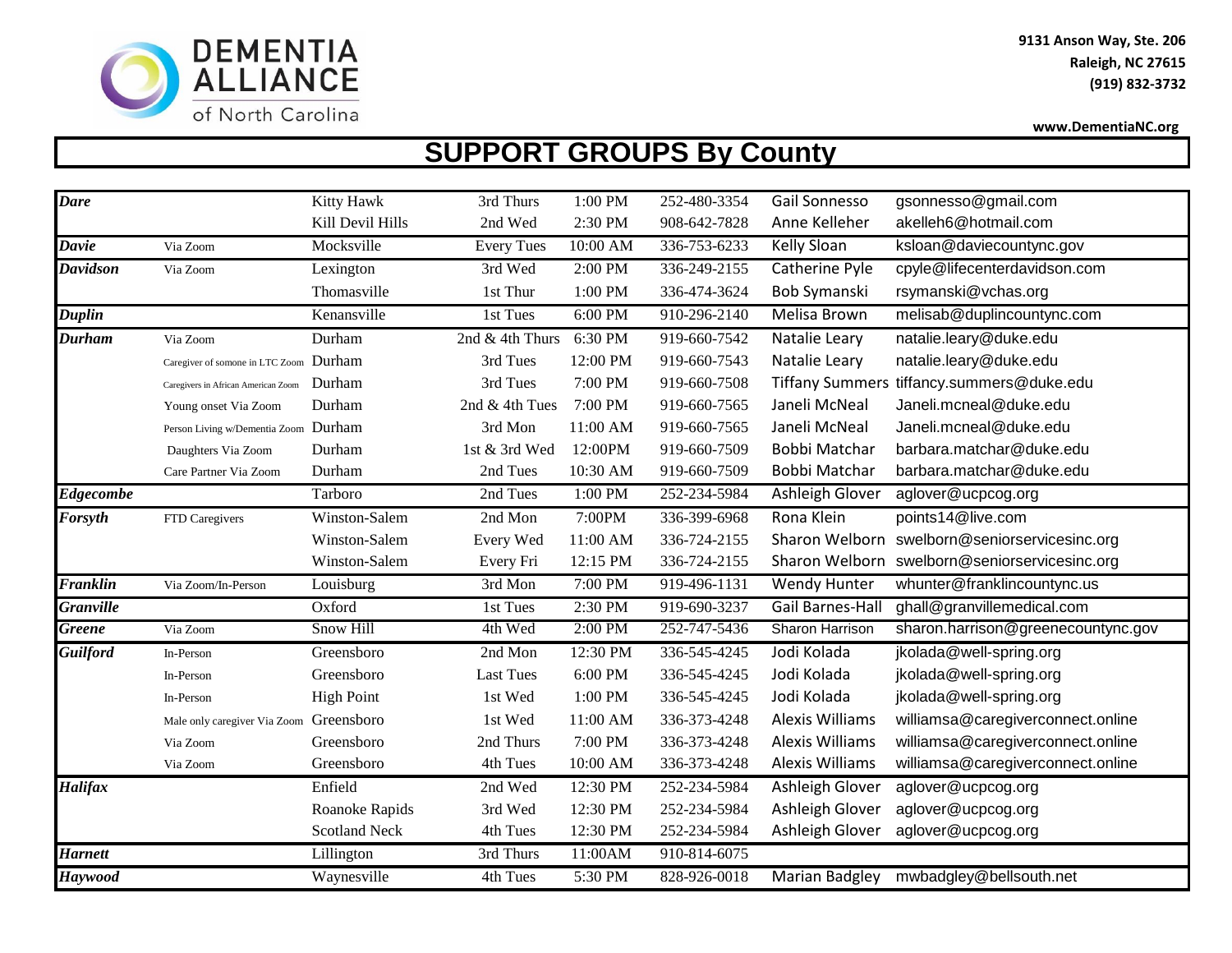DEMENTIA ALLIANCE of North Carolina

9131 Anson Way, Ste. 206
Raleigh, NC 27615
(919) 832-3732

www.DementiaNC.org

# SUPPORT GROUPS By County

| County | Type | City | Day | Time | Phone | Contact | Email |
|---|---|---|---|---|---|---|---|
| ***Dare*** | | Kitty Hawk | 3rd Thurs | 1:00 PM | 252-480-3354 | Gail Sonnesso | gsonnesso@gmail.com |
| | | Kill Devil Hills | 2nd Wed | 2:30 PM | 908-642-7828 | Anne Kelleher | akelleh6@hotmail.com |
| ***Davie*** | Via Zoom | Mocksville | Every Tues | 10:00 AM | 336-753-6233 | Kelly Sloan | ksloan@daviecountync.gov |
| ***Davidson*** | Via Zoom | Lexington | 3rd Wed | 2:00 PM | 336-249-2155 | Catherine Pyle | cpyle@lifecenterdavidson.com |
| | | Thomasville | 1st Thur | 1:00 PM | 336-474-3624 | Bob Symanski | rsymanski@vchas.org |
| ***Duplin*** | | Kenansville | 1st Tues | 6:00 PM | 910-296-2140 | Melisa Brown | melisab@duplincountync.com |
| ***Durham*** | Via Zoom | Durham | 2nd & 4th Thurs | 6:30 PM | 919-660-7542 | Natalie Leary | natalie.leary@duke.edu |
| | Caregiver of somone in LTC Zoom | Durham | 3rd Tues | 12:00 PM | 919-660-7543 | Natalie Leary | natalie.leary@duke.edu |
| | Caregivers in African American Zoom | Durham | 3rd Tues | 7:00 PM | 919-660-7508 | Tiffany Summers | tiffancy.summers@duke.edu |
| | Young onset Via Zoom | Durham | 2nd & 4th Tues | 7:00 PM | 919-660-7565 | Janeli McNeal | Janeli.mcneal@duke.edu |
| | Person Living w/Dementia Zoom | Durham | 3rd Mon | 11:00 AM | 919-660-7565 | Janeli McNeal | Janeli.mcneal@duke.edu |
| | Daughters Via Zoom | Durham | 1st & 3rd Wed | 12:00PM | 919-660-7509 | Bobbi Matchar | barbara.matchar@duke.edu |
| | Care Partner Via Zoom | Durham | 2nd Tues | 10:30 AM | 919-660-7509 | Bobbi Matchar | barbara.matchar@duke.edu |
| ***Edgecombe*** | | Tarboro | 2nd Tues | 1:00 PM | 252-234-5984 | Ashleigh Glover | aglover@ucpcog.org |
| ***Forsyth*** | FTD Caregivers | Winston-Salem | 2nd Mon | 7:00PM | 336-399-6968 | Rona Klein | points14@live.com |
| | | Winston-Salem | Every Wed | 11:00 AM | 336-724-2155 | Sharon Welborn | swelborn@seniorservicesinc.org |
| | | Winston-Salem | Every Fri | 12:15 PM | 336-724-2155 | Sharon Welborn | swelborn@seniorservicesinc.org |
| ***Franklin*** | Via Zoom/In-Person | Louisburg | 3rd Mon | 7:00 PM | 919-496-1131 | Wendy Hunter | whunter@franklincountync.us |
| ***Granville*** | | Oxford | 1st Tues | 2:30 PM | 919-690-3237 | Gail Barnes-Hall | ghall@granvillemedical.com |
| ***Greene*** | Via Zoom | Snow Hill | 4th Wed | 2:00 PM | 252-747-5436 | Sharon Harrison | sharon.harrison@greenecountync.gov |
| ***Guilford*** | In-Person | Greensboro | 2nd Mon | 12:30 PM | 336-545-4245 | Jodi Kolada | jkolada@well-spring.org |
| | In-Person | Greensboro | Last Tues | 6:00 PM | 336-545-4245 | Jodi Kolada | jkolada@well-spring.org |
| | In-Person | High Point | 1st Wed | 1:00 PM | 336-545-4245 | Jodi Kolada | jkolada@well-spring.org |
| | Male only caregiver Via Zoom | Greensboro | 1st Wed | 11:00 AM | 336-373-4248 | Alexis Williams | williamsa@caregiverconnect.online |
| | Via Zoom | Greensboro | 2nd Thurs | 7:00 PM | 336-373-4248 | Alexis Williams | williamsa@caregiverconnect.online |
| | Via Zoom | Greensboro | 4th Tues | 10:00 AM | 336-373-4248 | Alexis Williams | williamsa@caregiverconnect.online |
| ***Halifax*** | | Enfield | 2nd Wed | 12:30 PM | 252-234-5984 | Ashleigh Glover | aglover@ucpcog.org |
| | | Roanoke Rapids | 3rd Wed | 12:30 PM | 252-234-5984 | Ashleigh Glover | aglover@ucpcog.org |
| | | Scotland Neck | 4th Tues | 12:30 PM | 252-234-5984 | Ashleigh Glover | aglover@ucpcog.org |
| ***Harnett*** | | Lillington | 3rd Thurs | 11:00AM | 910-814-6075 | | |
| ***Haywood*** | | Waynesville | 4th Tues | 5:30 PM | 828-926-0018 | Marian Badgley | mwbadgley@bellsouth.net |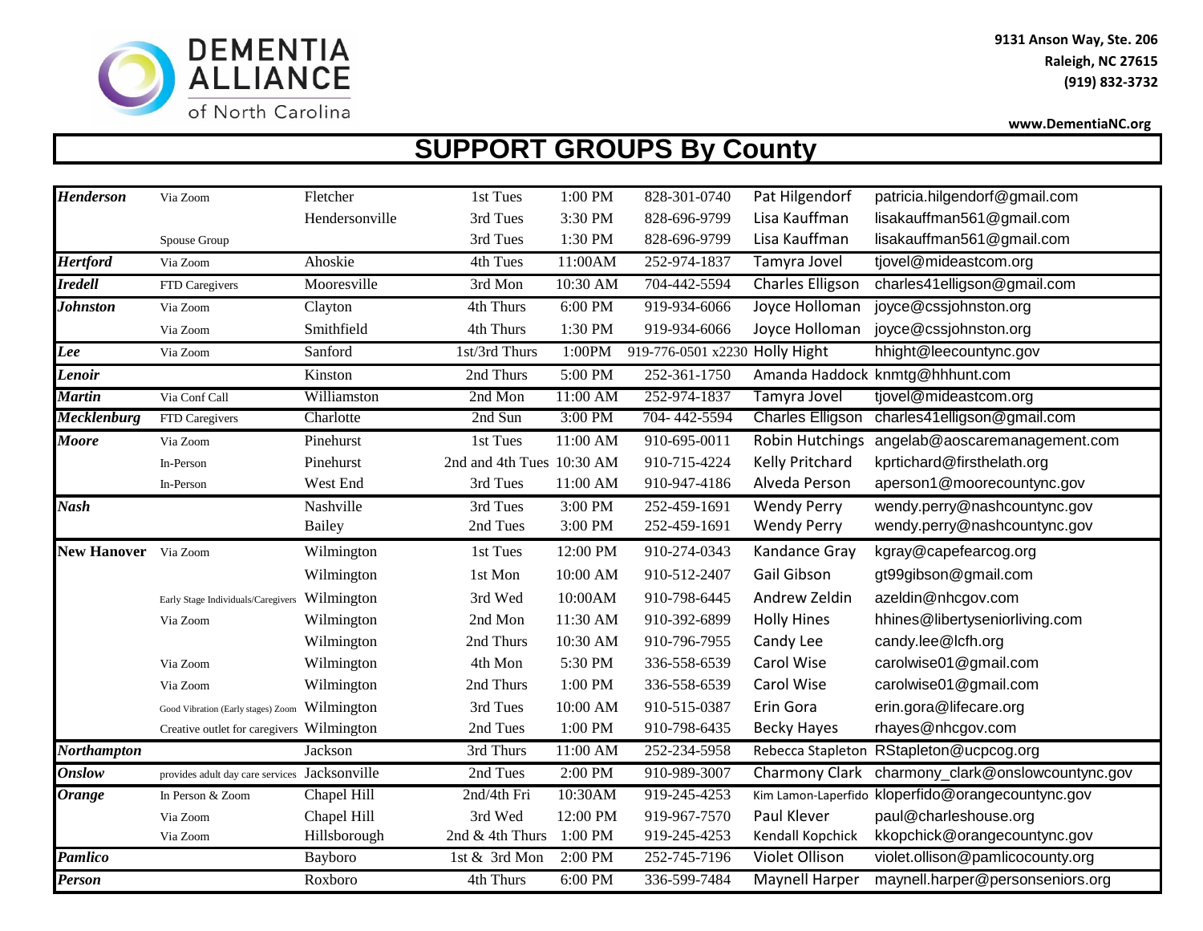DEMENTIA ALLIANCE of North Carolina

9131 Anson Way, Ste. 206
Raleigh, NC 27615
(919) 832-3732

www.DementiaNC.org

# SUPPORT GROUPS By County

| County | Type | City | Day | Time | Phone | Contact | Email |
|---|---|---|---|---|---|---|---|
| ***Henderson*** | Via Zoom | Fletcher | 1st Tues | 1:00 PM | 828-301-0740 | Pat Hilgendorf | patricia.hilgendorf@gmail.com |
| | | Hendersonville | 3rd Tues | 3:30 PM | 828-696-9799 | Lisa Kauffman | lisakauffman561@gmail.com |
| | Spouse Group | | 3rd Tues | 1:30 PM | 828-696-9799 | Lisa Kauffman | lisakauffman561@gmail.com |
| ***Hertford*** | Via Zoom | Ahoskie | 4th Tues | 11:00AM | 252-974-1837 | Tamyra Jovel | tjovel@mideastcom.org |
| ***Iredell*** | FTD Caregivers | Mooresville | 3rd Mon | 10:30 AM | 704-442-5594 | Charles Elligson | charles41elligson@gmail.com |
| ***Johnston*** | Via Zoom | Clayton | 4th Thurs | 6:00 PM | 919-934-6066 | Joyce Holloman | joyce@cssjohnston.org |
| | Via Zoom | Smithfield | 4th Thurs | 1:30 PM | 919-934-6066 | Joyce Holloman | joyce@cssjohnston.org |
| ***Lee*** | Via Zoom | Sanford | 1st/3rd Thurs | 1:00PM | 919-776-0501 x2230 | Holly Hight | hhight@leecountync.gov |
| ***Lenoir*** | | Kinston | 2nd Thurs | 5:00 PM | 252-361-1750 | Amanda Haddock | knmtg@hhhunt.com |
| ***Martin*** | Via Conf Call | Williamston | 2nd Mon | 11:00 AM | 252-974-1837 | Tamyra Jovel | tjovel@mideastcom.org |
| ***Mecklenburg*** | FTD Caregivers | Charlotte | 2nd Sun | 3:00 PM | 704- 442-5594 | Charles Elligson | charles41elligson@gmail.com |
| ***Moore*** | Via Zoom | Pinehurst | 1st Tues | 11:00 AM | 910-695-0011 | Robin Hutchings | angelab@aoscaremanagement.com |
| | In-Person | Pinehurst | 2nd and 4th Tues | 10:30 AM | 910-715-4224 | Kelly Pritchard | kprtichard@firsthelath.org |
| | In-Person | West End | 3rd Tues | 11:00 AM | 910-947-4186 | Alveda Person | aperson1@moorecountync.gov |
| ***Nash*** | | Nashville | 3rd Tues | 3:00 PM | 252-459-1691 | Wendy Perry | wendy.perry@nashcountync.gov |
| | | Bailey | 2nd Tues | 3:00 PM | 252-459-1691 | Wendy Perry | wendy.perry@nashcountync.gov |
| **New Hanover** | Via Zoom | Wilmington | 1st Tues | 12:00 PM | 910-274-0343 | Kandance Gray | kgray@capefearcog.org |
| | | Wilmington | 1st Mon | 10:00 AM | 910-512-2407 | Gail Gibson | gt99gibson@gmail.com |
| | Early Stage Individuals/Caregivers | Wilmington | 3rd Wed | 10:00AM | 910-798-6445 | Andrew Zeldin | azeldin@nhcgov.com |
| | Via Zoom | Wilmington | 2nd Mon | 11:30 AM | 910-392-6899 | Holly Hines | hhines@libertyseniorliving.com |
| | | Wilmington | 2nd Thurs | 10:30 AM | 910-796-7955 | Candy Lee | candy.lee@lcfh.org |
| | Via Zoom | Wilmington | 4th Mon | 5:30 PM | 336-558-6539 | Carol Wise | carolwise01@gmail.com |
| | Via Zoom | Wilmington | 2nd Thurs | 1:00 PM | 336-558-6539 | Carol Wise | carolwise01@gmail.com |
| | Good Vibration (Early stages) Zoom | Wilmington | 3rd Tues | 10:00 AM | 910-515-0387 | Erin Gora | erin.gora@lifecare.org |
| | Creative outlet for caregivers | Wilmington | 2nd Tues | 1:00 PM | 910-798-6435 | Becky Hayes | rhayes@nhcgov.com |
| ***Northampton*** | | Jackson | 3rd Thurs | 11:00 AM | 252-234-5958 | Rebecca Stapleton | RStapleton@ucpcog.org |
| ***Onslow*** | provides adult day care services | Jacksonville | 2nd Tues | 2:00 PM | 910-989-3007 | Charmony Clark | charmony_clark@onslowcountync.gov |
| ***Orange*** | In Person & Zoom | Chapel Hill | 2nd/4th Fri | 10:30AM | 919-245-4253 | Kim Lamon-Laperfido | kloperfido@orangecountync.gov |
| | Via Zoom | Chapel Hill | 3rd Wed | 12:00 PM | 919-967-7570 | Paul Klever | paul@charleshouse.org |
| | Via Zoom | Hillsborough | 2nd & 4th Thurs | 1:00 PM | 919-245-4253 | Kendall Kopchick | kkopchick@orangecountync.gov |
| ***Pamlico*** | | Bayboro | 1st & 3rd Mon | 2:00 PM | 252-745-7196 | Violet Ollison | violet.ollison@pamlicocounty.org |
| ***Person*** | | Roxboro | 4th Thurs | 6:00 PM | 336-599-7484 | Maynell Harper | maynell.harper@personseniors.org |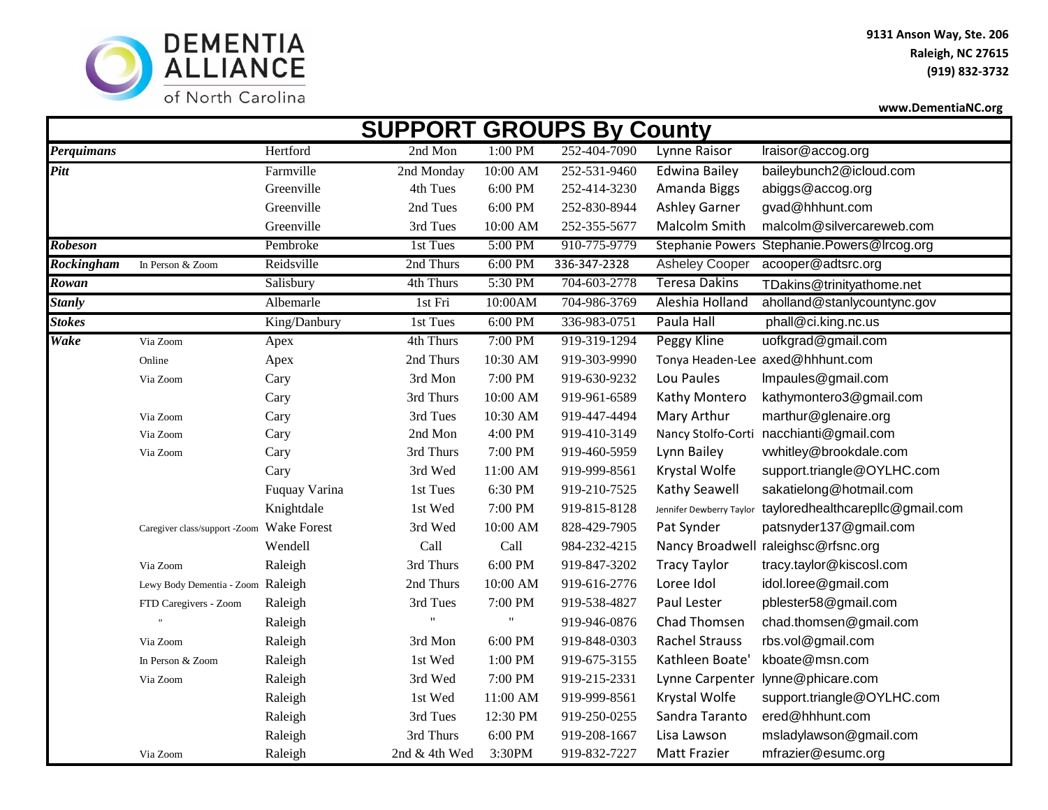**DEMENTIA ALLIANCE of North Carolina**

9131 Anson Way, Ste. 206
Raleigh, NC 27615
(919) 832-3732

www.DementiaNC.org

## SUPPORT GROUPS By County

| County | Notes | City | Day | Time | Phone | Contact | Email |
|---|---|---|---|---|---|---|---|
| ***Perquimans*** | | Hertford | 2nd Mon | 1:00 PM | 252-404-7090 | Lynne Raisor | lraisor@accog.org |
| ***Pitt*** | | Farmville | 2nd Monday | 10:00 AM | 252-531-9460 | Edwina Bailey | baileybunch2@icloud.com |
| | | Greenville | 4th Tues | 6:00 PM | 252-414-3230 | Amanda Biggs | abiggs@accog.org |
| | | Greenville | 2nd Tues | 6:00 PM | 252-830-8944 | Ashley Garner | gvad@hhhunt.com |
| | | Greenville | 3rd Tues | 10:00 AM | 252-355-5677 | Malcolm Smith | malcolm@silvercareweb.com |
| ***Robeson*** | | Pembroke | 1st Tues | 5:00 PM | 910-775-9779 | Stephanie Powers | Stephanie.Powers@lrcog.org |
| ***Rockingham*** | In Person & Zoom | Reidsville | 2nd Thurs | 6:00 PM | 336-347-2328 | Asheley Cooper | acooper@adtsrc.org |
| ***Rowan*** | | Salisbury | 4th Thurs | 5:30 PM | 704-603-2778 | Teresa Dakins | TDakins@trinityathome.net |
| ***Stanly*** | | Albemarle | 1st Fri | 10:00AM | 704-986-3769 | Aleshia Holland | aholland@stanlycountync.gov |
| ***Stokes*** | | King/Danbury | 1st Tues | 6:00 PM | 336-983-0751 | Paula Hall | phall@ci.king.nc.us |
| ***Wake*** | Via Zoom | Apex | 4th Thurs | 7:00 PM | 919-319-1294 | Peggy Kline | uofkgrad@gmail.com |
| | Online | Apex | 2nd Thurs | 10:30 AM | 919-303-9990 | Tonya Headen-Lee | axed@hhhunt.com |
| | Via Zoom | Cary | 3rd Mon | 7:00 PM | 919-630-9232 | Lou Paules | lmpaules@gmail.com |
| | | Cary | 3rd Thurs | 10:00 AM | 919-961-6589 | Kathy Montero | kathymontero3@gmail.com |
| | Via Zoom | Cary | 3rd Tues | 10:30 AM | 919-447-4494 | Mary Arthur | marthur@glenaire.org |
| | Via Zoom | Cary | 2nd Mon | 4:00 PM | 919-410-3149 | Nancy Stolfo-Corti | nacchianti@gmail.com |
| | Via Zoom | Cary | 3rd Thurs | 7:00 PM | 919-460-5959 | Lynn Bailey | vwhitley@brookdale.com |
| | | Cary | 3rd Wed | 11:00 AM | 919-999-8561 | Krystal Wolfe | support.triangle@OYLHC.com |
| | | Fuquay Varina | 1st Tues | 6:30 PM | 919-210-7525 | Kathy Seawell | sakatielong@hotmail.com |
| | | Knightdale | 1st Wed | 7:00 PM | 919-815-8128 | Jennifer Dewberry Taylor | tayloredhealthcarepllc@gmail.com |
| | Caregiver class/support -Zoom | Wake Forest | 3rd Wed | 10:00 AM | 828-429-7905 | Pat Synder | patsnyder137@gmail.com |
| | | Wendell | Call | Call | 984-232-4215 | Nancy Broadwell | raleighsc@rfsnc.org |
| | Via Zoom | Raleigh | 3rd Thurs | 6:00 PM | 919-847-3202 | Tracy Taylor | tracy.taylor@kiscosl.com |
| | Lewy Body Dementia - Zoom | Raleigh | 2nd Thurs | 10:00 AM | 919-616-2776 | Loree Idol | idol.loree@gmail.com |
| | FTD Caregivers - Zoom | Raleigh | 3rd Tues | 7:00 PM | 919-538-4827 | Paul Lester | pblester58@gmail.com |
| | " | Raleigh | " | " | 919-946-0876 | Chad Thomsen | chad.thomsen@gmail.com |
| | Via Zoom | Raleigh | 3rd Mon | 6:00 PM | 919-848-0303 | Rachel Strauss | rbs.vol@gmail.com |
| | In Person & Zoom | Raleigh | 1st Wed | 1:00 PM | 919-675-3155 | Kathleen Boate' | kboate@msn.com |
| | Via Zoom | Raleigh | 3rd Wed | 7:00 PM | 919-215-2331 | Lynne Carpenter | lynne@phicare.com |
| | | Raleigh | 1st Wed | 11:00 AM | 919-999-8561 | Krystal Wolfe | support.triangle@OYLHC.com |
| | | Raleigh | 3rd Tues | 12:30 PM | 919-250-0255 | Sandra Taranto | ered@hhhunt.com |
| | | Raleigh | 3rd Thurs | 6:00 PM | 919-208-1667 | Lisa Lawson | msladylawson@gmail.com |
| | Via Zoom | Raleigh | 2nd & 4th Wed | 3:30PM | 919-832-7227 | Matt Frazier | mfrazier@esumc.org |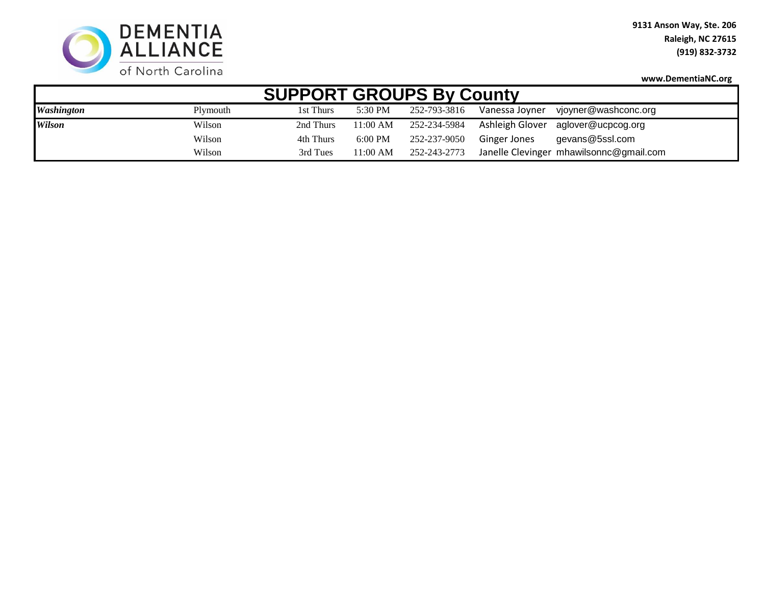DEMENTIA ALLIANCE of North Carolina

**9131 Anson Way, Ste. 206**
**Raleigh, NC 27615**
**(919) 832-3732**

**www.DementiaNC.org**

# SUPPORT GROUPS By County

| | | | | | | |
|---|---|---|---|---|---|---|
| ***Washington*** | Plymouth | 1st Thurs | 5:30 PM | 252-793-3816 | Vanessa Joyner | vjoyner@washconc.org |
| ***Wilson*** | Wilson | 2nd Thurs | 11:00 AM | 252-234-5984 | Ashleigh Glover | aglover@ucpcog.org |
| | Wilson | 4th Thurs | 6:00 PM | 252-237-9050 | Ginger Jones | gevans@5ssl.com |
| | Wilson | 3rd Tues | 11:00 AM | 252-243-2773 | Janelle Clevinger | mhawilsonnc@gmail.com |